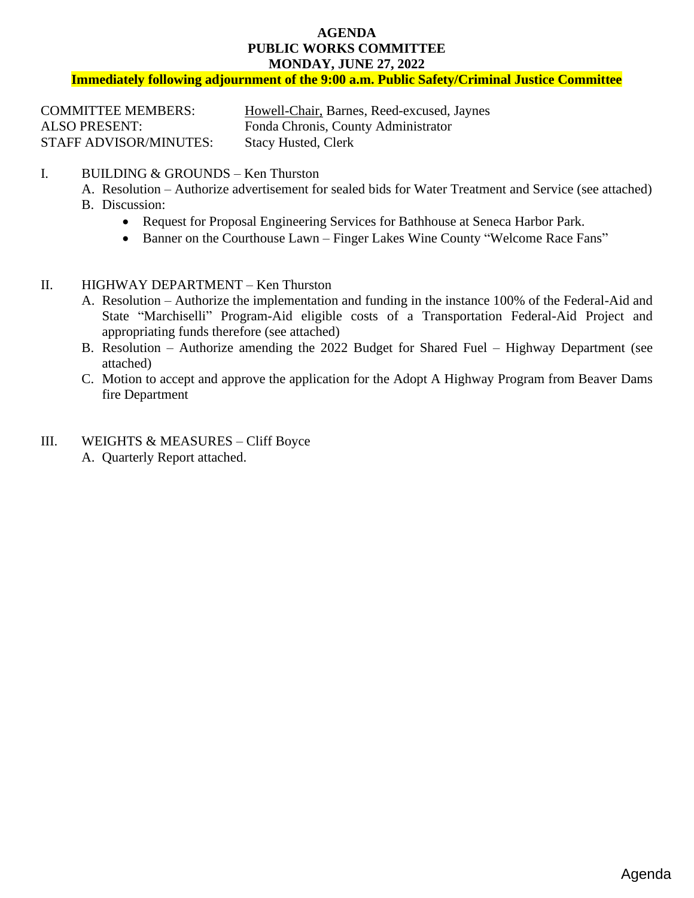# AGENDA
## PUBLIC WORKS COMMITTEE
## MONDAY, JUNE 27, 2022

**Immediately following adjournment of the 9:00 a.m. Public Safety/Criminal Justice Committee**

COMMITTEE MEMBERS: Howell-Chair, Barnes, Reed-excused, Jaynes
ALSO PRESENT: Fonda Chronis, County Administrator
STAFF ADVISOR/MINUTES: Stacy Husted, Clerk

I. BUILDING & GROUNDS – Ken Thurston

A. Resolution – Authorize advertisement for sealed bids for Water Treatment and Service (see attached)

B. Discussion:
- Request for Proposal Engineering Services for Bathhouse at Seneca Harbor Park.
- Banner on the Courthouse Lawn – Finger Lakes Wine County "Welcome Race Fans"

II. HIGHWAY DEPARTMENT – Ken Thurston

A. Resolution – Authorize the implementation and funding in the instance 100% of the Federal-Aid and State "Marchiselli" Program-Aid eligible costs of a Transportation Federal-Aid Project and appropriating funds therefore (see attached)

B. Resolution – Authorize amending the 2022 Budget for Shared Fuel – Highway Department (see attached)

C. Motion to accept and approve the application for the Adopt A Highway Program from Beaver Dams fire Department

III. WEIGHTS & MEASURES – Cliff Boyce

A. Quarterly Report attached.

Agenda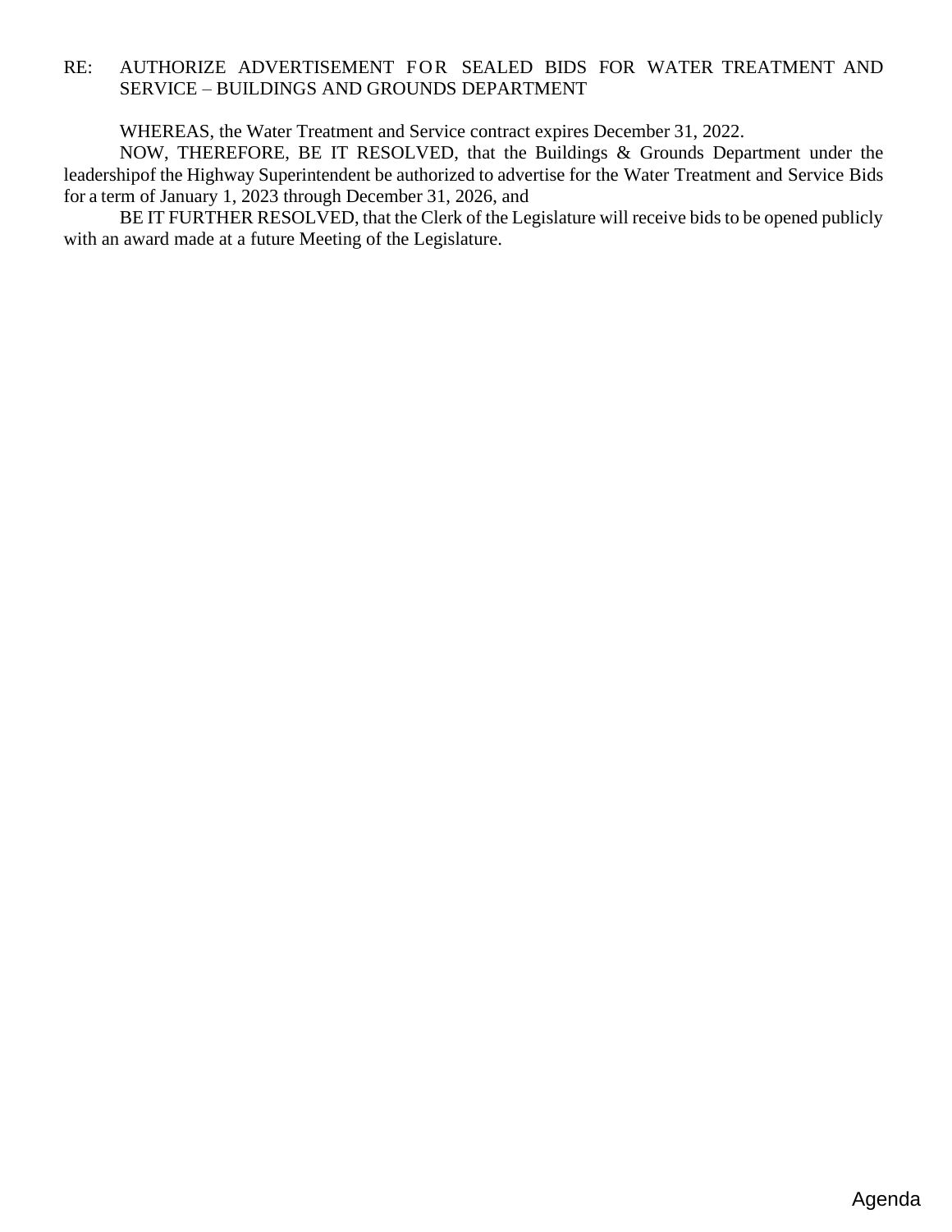RE: AUTHORIZE ADVERTISEMENT FOR SEALED BIDS FOR WATER TREATMENT AND SERVICE – BUILDINGS AND GROUNDS DEPARTMENT

WHEREAS, the Water Treatment and Service contract expires December 31, 2022.

NOW, THEREFORE, BE IT RESOLVED, that the Buildings & Grounds Department under the leadershipof the Highway Superintendent be authorized to advertise for the Water Treatment and Service Bids for a term of January 1, 2023 through December 31, 2026, and

BE IT FURTHER RESOLVED, that the Clerk of the Legislature will receive bids to be opened publicly with an award made at a future Meeting of the Legislature.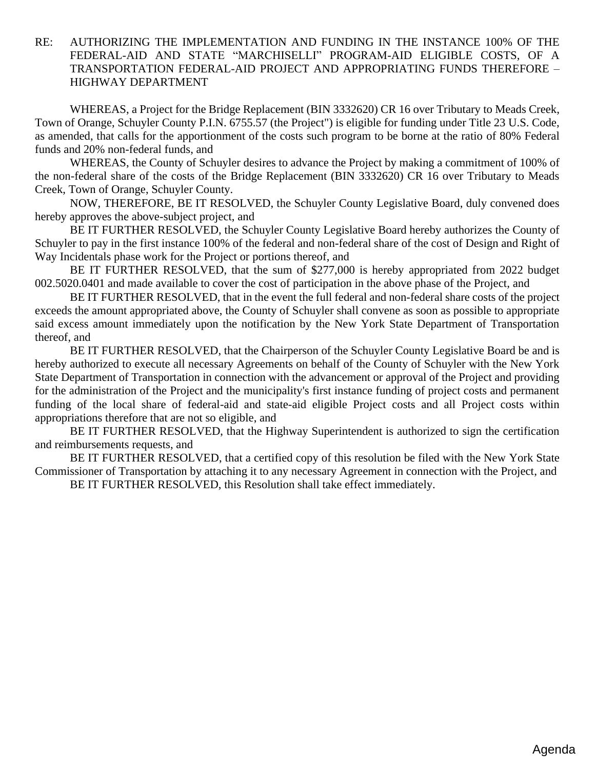RE: AUTHORIZING THE IMPLEMENTATION AND FUNDING IN THE INSTANCE 100% OF THE FEDERAL-AID AND STATE "MARCHISELLI" PROGRAM-AID ELIGIBLE COSTS, OF A TRANSPORTATION FEDERAL-AID PROJECT AND APPROPRIATING FUNDS THEREFORE – HIGHWAY DEPARTMENT

WHEREAS, a Project for the Bridge Replacement (BIN 3332620) CR 16 over Tributary to Meads Creek, Town of Orange, Schuyler County P.I.N. 6755.57 (the Project") is eligible for funding under Title 23 U.S. Code, as amended, that calls for the apportionment of the costs such program to be borne at the ratio of 80% Federal funds and 20% non-federal funds, and

WHEREAS, the County of Schuyler desires to advance the Project by making a commitment of 100% of the non-federal share of the costs of the Bridge Replacement (BIN 3332620) CR 16 over Tributary to Meads Creek, Town of Orange, Schuyler County.

NOW, THEREFORE, BE IT RESOLVED, the Schuyler County Legislative Board, duly convened does hereby approves the above-subject project, and

BE IT FURTHER RESOLVED, the Schuyler County Legislative Board hereby authorizes the County of Schuyler to pay in the first instance 100% of the federal and non-federal share of the cost of Design and Right of Way Incidentals phase work for the Project or portions thereof, and

BE IT FURTHER RESOLVED, that the sum of $277,000 is hereby appropriated from 2022 budget 002.5020.0401 and made available to cover the cost of participation in the above phase of the Project, and

BE IT FURTHER RESOLVED, that in the event the full federal and non-federal share costs of the project exceeds the amount appropriated above, the County of Schuyler shall convene as soon as possible to appropriate said excess amount immediately upon the notification by the New York State Department of Transportation thereof, and

BE IT FURTHER RESOLVED, that the Chairperson of the Schuyler County Legislative Board be and is hereby authorized to execute all necessary Agreements on behalf of the County of Schuyler with the New York State Department of Transportation in connection with the advancement or approval of the Project and providing for the administration of the Project and the municipality's first instance funding of project costs and permanent funding of the local share of federal-aid and state-aid eligible Project costs and all Project costs within appropriations therefore that are not so eligible, and

BE IT FURTHER RESOLVED, that the Highway Superintendent is authorized to sign the certification and reimbursements requests, and

BE IT FURTHER RESOLVED, that a certified copy of this resolution be filed with the New York State Commissioner of Transportation by attaching it to any necessary Agreement in connection with the Project, and

BE IT FURTHER RESOLVED, this Resolution shall take effect immediately.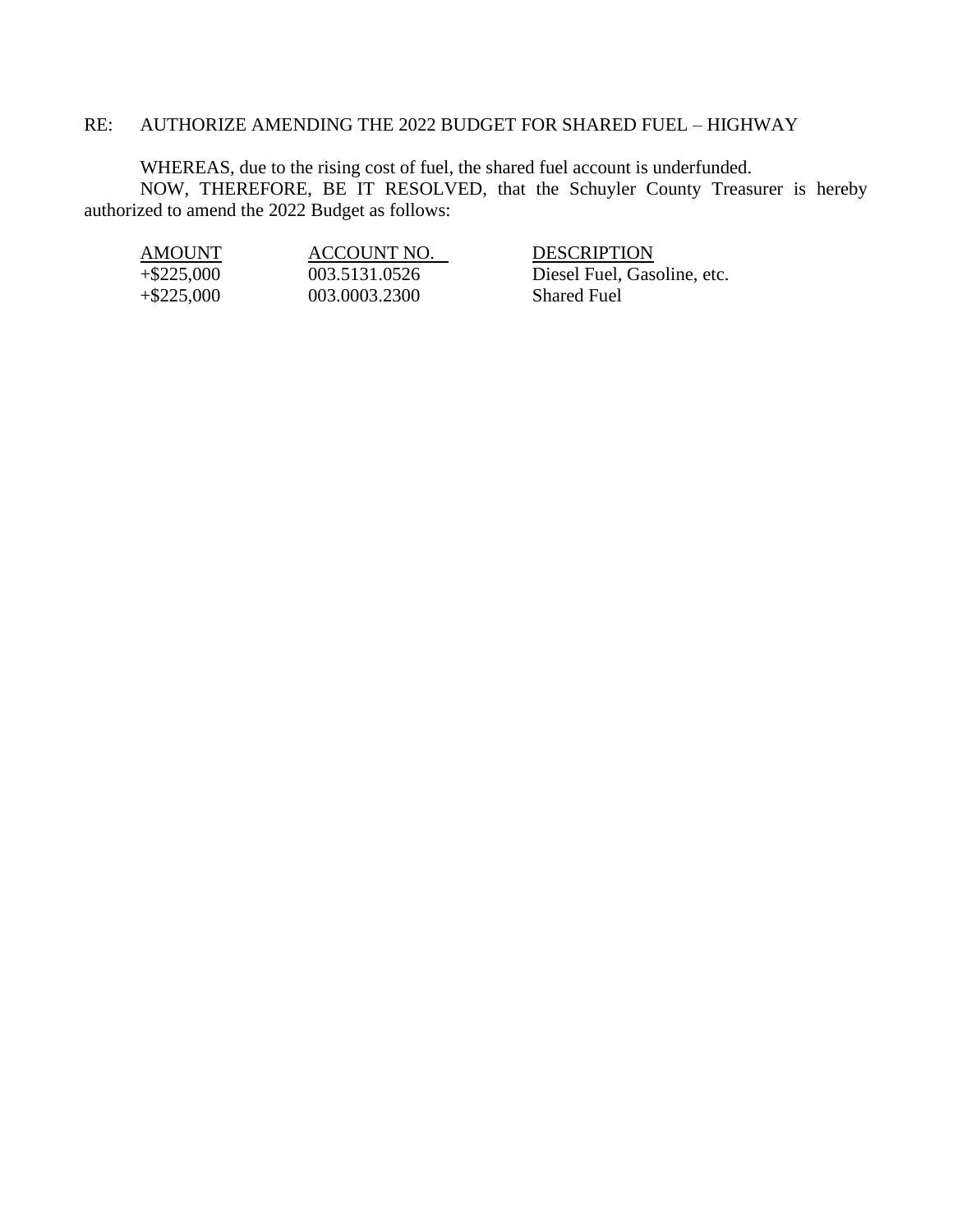RE: AUTHORIZE AMENDING THE 2022 BUDGET FOR SHARED FUEL – HIGHWAY

WHEREAS, due to the rising cost of fuel, the shared fuel account is underfunded.

NOW, THEREFORE, BE IT RESOLVED, that the Schuyler County Treasurer is hereby authorized to amend the 2022 Budget as follows:

| AMOUNT | ACCOUNT NO. | DESCRIPTION |
|---|---|---|
| +$225,000 | 003.5131.0526 | Diesel Fuel, Gasoline, etc. |
| +$225,000 | 003.0003.2300 | Shared Fuel |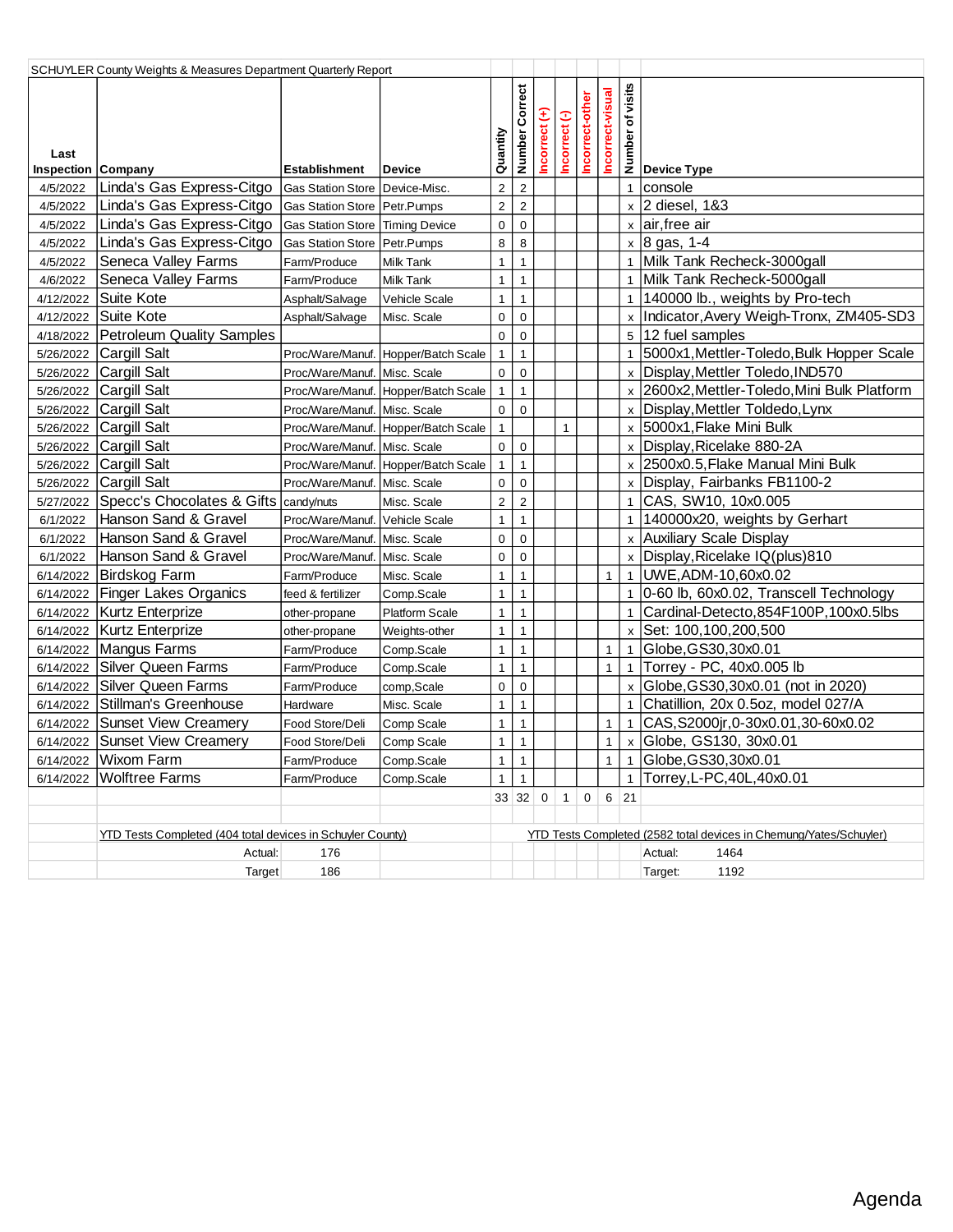SCHUYLER County Weights & Measures Department Quarterly Report

| Last Inspection | Company | Establishment | Device | Quantity | Number Correct | Incorrect (+) | Incorrect (-) | Incorrect-other | Incorrect-visual | Number of visits | Device Type |
|---|---|---|---|---|---|---|---|---|---|---|---|
| 4/5/2022 | Linda's Gas Express-Citgo | Gas Station Store | Device-Misc. | 2 | 2 | | | | | 1 | console |
| 4/5/2022 | Linda's Gas Express-Citgo | Gas Station Store | Petr.Pumps | 2 | 2 | | | | | x | 2 diesel, 1&3 |
| 4/5/2022 | Linda's Gas Express-Citgo | Gas Station Store | Timing Device | 0 | 0 | | | | | x | air,free air |
| 4/5/2022 | Linda's Gas Express-Citgo | Gas Station Store | Petr.Pumps | 8 | 8 | | | | | x | 8 gas, 1-4 |
| 4/5/2022 | Seneca Valley Farms | Farm/Produce | Milk Tank | 1 | 1 | | | | | 1 | Milk Tank Recheck-3000gall |
| 4/6/2022 | Seneca Valley Farms | Farm/Produce | Milk Tank | 1 | 1 | | | | | 1 | Milk Tank Recheck-5000gall |
| 4/12/2022 | Suite Kote | Asphalt/Salvage | Vehicle Scale | 1 | 1 | | | | | 1 | 140000 lb., weights by Pro-tech |
| 4/12/2022 | Suite Kote | Asphalt/Salvage | Misc. Scale | 0 | 0 | | | | | x | Indicator,Avery Weigh-Tronx, ZM405-SD3 |
| 4/18/2022 | Petroleum Quality Samples | | | 0 | 0 | | | | | 5 | 12 fuel samples |
| 5/26/2022 | Cargill Salt | Proc/Ware/Manuf. | Hopper/Batch Scale | 1 | 1 | | | | | 1 | 5000x1,Mettler-Toledo,Bulk Hopper Scale |
| 5/26/2022 | Cargill Salt | Proc/Ware/Manuf. | Misc. Scale | 0 | 0 | | | | | x | Display,Mettler Toledo,IND570 |
| 5/26/2022 | Cargill Salt | Proc/Ware/Manuf. | Hopper/Batch Scale | 1 | 1 | | | | | x | 2600x2,Mettler-Toledo,Mini Bulk Platform |
| 5/26/2022 | Cargill Salt | Proc/Ware/Manuf. | Misc. Scale | 0 | 0 | | | | | x | Display,Mettler Toldedo,Lynx |
| 5/26/2022 | Cargill Salt | Proc/Ware/Manuf. | Hopper/Batch Scale | 1 | | | 1 | | | x | 5000x1,Flake Mini Bulk |
| 5/26/2022 | Cargill Salt | Proc/Ware/Manuf. | Misc. Scale | 0 | 0 | | | | | x | Display,Ricelake 880-2A |
| 5/26/2022 | Cargill Salt | Proc/Ware/Manuf. | Hopper/Batch Scale | 1 | 1 | | | | | x | 2500x0.5,Flake Manual Mini Bulk |
| 5/26/2022 | Cargill Salt | Proc/Ware/Manuf. | Misc. Scale | 0 | 0 | | | | | x | Display, Fairbanks FB1100-2 |
| 5/27/2022 | Specc's Chocolates & Gifts | candy/nuts | Misc. Scale | 2 | 2 | | | | | 1 | CAS, SW10, 10x0.005 |
| 6/1/2022 | Hanson Sand & Gravel | Proc/Ware/Manuf. | Vehicle Scale | 1 | 1 | | | | | 1 | 140000x20, weights by Gerhart |
| 6/1/2022 | Hanson Sand & Gravel | Proc/Ware/Manuf. | Misc. Scale | 0 | 0 | | | | | x | Auxiliary Scale Display |
| 6/1/2022 | Hanson Sand & Gravel | Proc/Ware/Manuf. | Misc. Scale | 0 | 0 | | | | | x | Display,Ricelake IQ(plus)810 |
| 6/14/2022 | Birdskog Farm | Farm/Produce | Misc. Scale | 1 | 1 | | | | 1 | 1 | UWE,ADM-10,60x0.02 |
| 6/14/2022 | Finger Lakes Organics | feed & fertilizer | Comp.Scale | 1 | 1 | | | | | 1 | 0-60 lb, 60x0.02, Transcell Technology |
| 6/14/2022 | Kurtz Enterprize | other-propane | Platform Scale | 1 | 1 | | | | | 1 | Cardinal-Detecto,854F100P,100x0.5lbs |
| 6/14/2022 | Kurtz Enterprize | other-propane | Weights-other | 1 | 1 | | | | | x | Set: 100,100,200,500 |
| 6/14/2022 | Mangus Farms | Farm/Produce | Comp.Scale | 1 | 1 | | | | 1 | 1 | Globe,GS30,30x0.01 |
| 6/14/2022 | Silver Queen Farms | Farm/Produce | Comp.Scale | 1 | 1 | | | | 1 | 1 | Torrey - PC, 40x0.005 lb |
| 6/14/2022 | Silver Queen Farms | Farm/Produce | comp,Scale | 0 | 0 | | | | | x | Globe,GS30,30x0.01 (not in 2020) |
| 6/14/2022 | Stillman's Greenhouse | Hardware | Misc. Scale | 1 | 1 | | | | | 1 | Chatillion, 20x 0.5oz, model 027/A |
| 6/14/2022 | Sunset View Creamery | Food Store/Deli | Comp Scale | 1 | 1 | | | | 1 | 1 | CAS,S2000jr,0-30x0.01,30-60x0.02 |
| 6/14/2022 | Sunset View Creamery | Food Store/Deli | Comp Scale | 1 | 1 | | | | 1 | x | Globe, GS130, 30x0.01 |
| 6/14/2022 | Wixom Farm | Farm/Produce | Comp.Scale | 1 | 1 | | | | 1 | 1 | Globe,GS30,30x0.01 |
| 6/14/2022 | Wolftree Farms | Farm/Produce | Comp.Scale | 1 | 1 | | | | | 1 | Torrey,L-PC,40L,40x0.01 |
| | | | | 33 | 32 | 0 | 1 | 0 | 6 | 21 | |

YTD Tests Completed (404 total devices in Schuyler County)

| | |
|---|---|
| Actual: | 176 |
| Target | 186 |

YTD Tests Completed (2582 total devices in Chemung/Yates/Schuyler)

| | |
|---|---|
| Actual: | 1464 |
| Target: | 1192 |

Agenda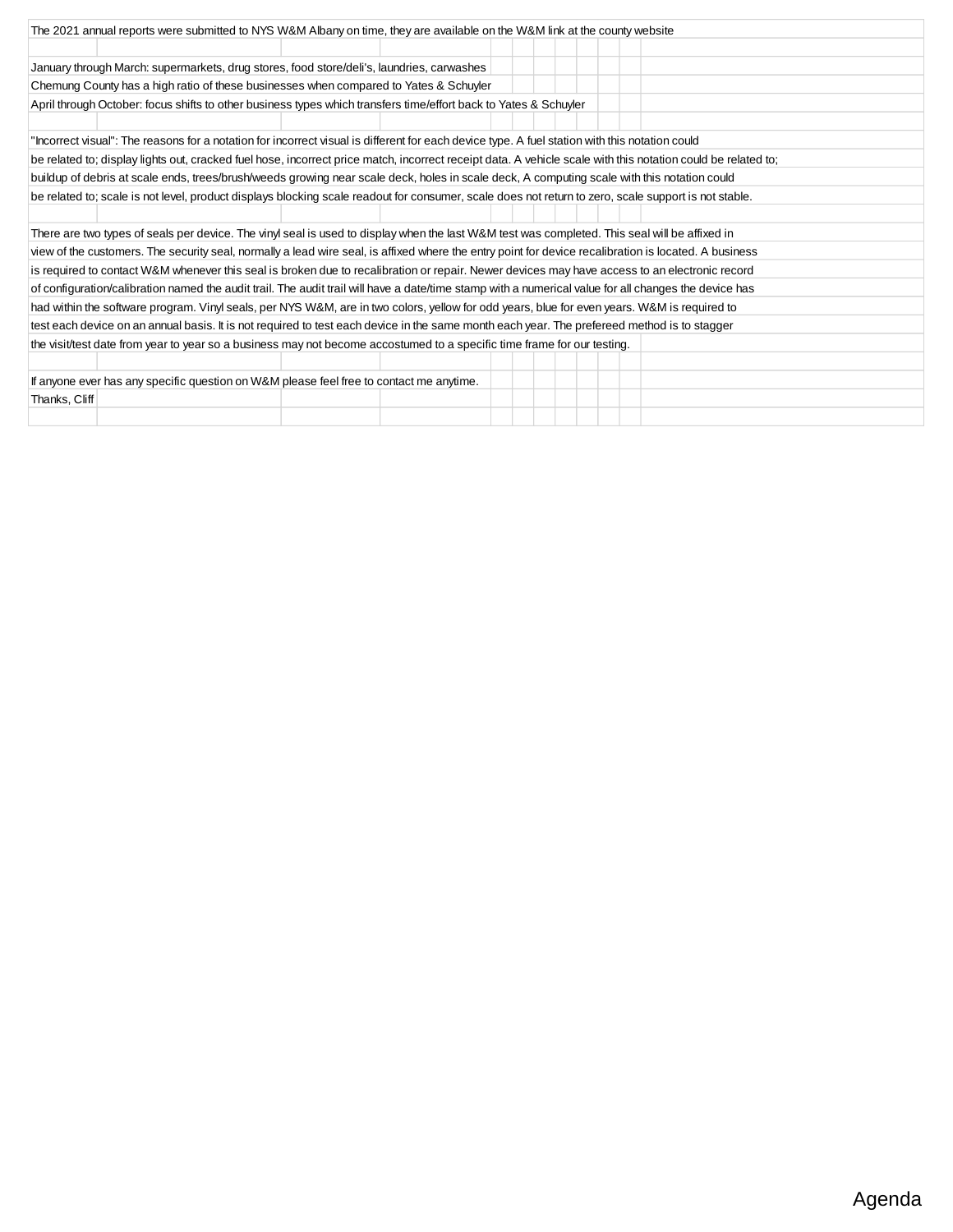The 2021 annual reports were submitted to NYS W&M Albany on time, they are available on the W&M link at the county website

January through March: supermarkets, drug stores, food store/deli's, laundries, carwashes
Chemung County has a high ratio of these businesses when compared to Yates & Schuyler
April through October: focus shifts to other business types which transfers time/effort back to Yates & Schuyler

"Incorrect visual": The reasons for a notation for incorrect visual is different for each device type. A fuel station with this notation could be related to; display lights out, cracked fuel hose, incorrect price match, incorrect receipt data. A vehicle scale with this notation could be related to; buildup of debris at scale ends, trees/brush/weeds growing near scale deck, holes in scale deck, A computing scale with this notation could be related to; scale is not level, product displays blocking scale readout for consumer, scale does not return to zero, scale support is not stable.

There are two types of seals per device. The vinyl seal is used to display when the last W&M test was completed. This seal will be affixed in view of the customers. The security seal, normally a lead wire seal, is affixed where the entry point for device recalibration is located. A business is required to contact W&M whenever this seal is broken due to recalibration or repair. Newer devices may have access to an electronic record of configuration/calibration named the audit trail. The audit trail will have a date/time stamp with a numerical value for all changes the device has had within the software program. Vinyl seals, per NYS W&M, are in two colors, yellow for odd years, blue for even years. W&M is required to test each device on an annual basis. It is not required to test each device in the same month each year. The prefereed method is to stagger the visit/test date from year to year so a business may not become accostumed to a specific time frame for our testing.

If anyone ever has any specific question on W&M please feel free to contact me anytime.

Thanks, Cliff

Agenda